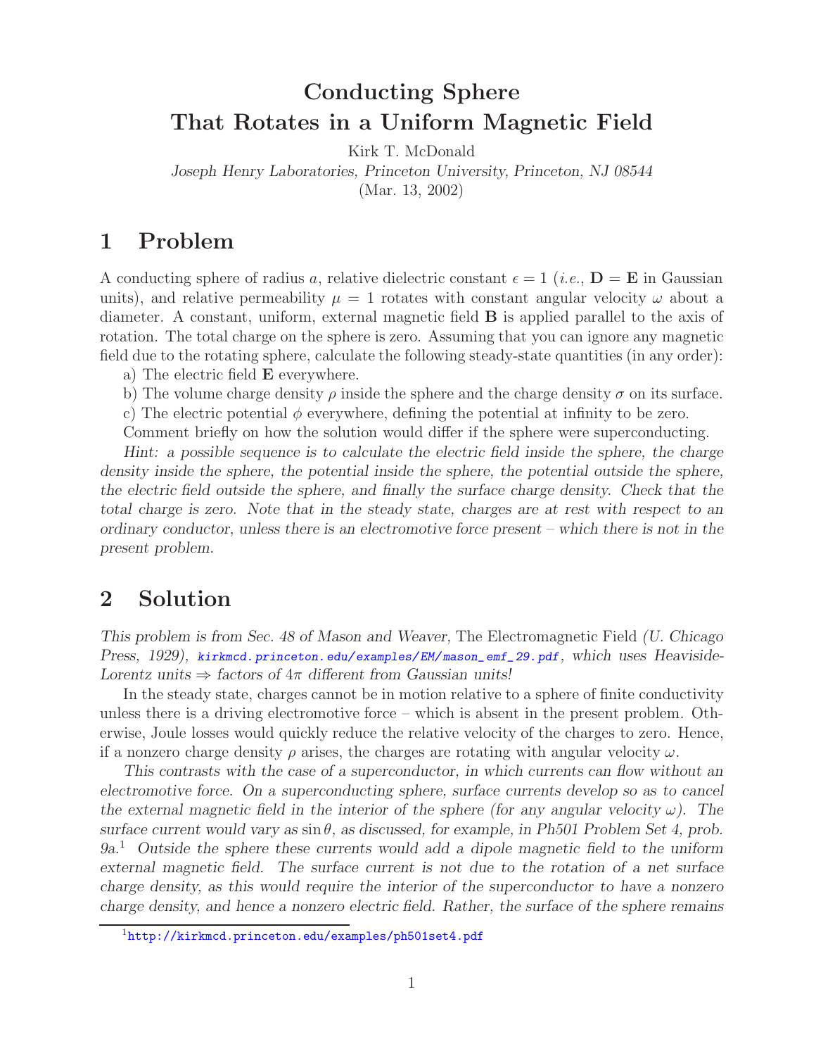# Conducting Sphere
# That Rotates in a Uniform Magnetic Field

Kirk T. McDonald

*Joseph Henry Laboratories, Princeton University, Princeton, NJ 08544*

(Mar. 13, 2002)

## 1 Problem

A conducting sphere of radius $a$, relative dielectric constant $\epsilon = 1$ (*i.e.*, $\mathbf{D} = \mathbf{E}$ in Gaussian units), and relative permeability $\mu = 1$ rotates with constant angular velocity $\omega$ about a diameter. A constant, uniform, external magnetic field $\mathbf{B}$ is applied parallel to the axis of rotation. The total charge on the sphere is zero. Assuming that you can ignore any magnetic field due to the rotating sphere, calculate the following steady-state quantities (in any order):

a) The electric field $\mathbf{E}$ everywhere.

b) The volume charge density $\rho$ inside the sphere and the charge density $\sigma$ on its surface.

c) The electric potential $\phi$ everywhere, defining the potential at infinity to be zero.

Comment briefly on how the solution would differ if the sphere were superconducting.

*Hint: a possible sequence is to calculate the electric field inside the sphere, the charge density inside the sphere, the potential inside the sphere, the potential outside the sphere, the electric field outside the sphere, and finally the surface charge density. Check that the total charge is zero. Note that in the steady state, charges are at rest with respect to an ordinary conductor, unless there is an electromotive force present – which there is not in the present problem.*

## 2 Solution

*This problem is from Sec. 48 of Mason and Weaver,* The Electromagnetic Field *(U. Chicago Press, 1929), kirkmcd.princeton.edu/examples/EM/mason_emf_29.pdf, which uses Heaviside-Lorentz units ⇒ factors of $4\pi$ different from Gaussian units!*

In the steady state, charges cannot be in motion relative to a sphere of finite conductivity unless there is a driving electromotive force – which is absent in the present problem. Otherwise, Joule losses would quickly reduce the relative velocity of the charges to zero. Hence, if a nonzero charge density $\rho$ arises, the charges are rotating with angular velocity $\omega$.

*This contrasts with the case of a superconductor, in which currents can flow without an electromotive force. On a superconducting sphere, surface currents develop so as to cancel the external magnetic field in the interior of the sphere (for any angular velocity $\omega$). The surface current would vary as $\sin\theta$, as discussed, for example, in Ph501 Problem Set 4, prob. 9a.*[1] *Outside the sphere these currents would add a dipole magnetic field to the uniform external magnetic field. The surface current is not due to the rotation of a net surface charge density, as this would require the interior of the superconductor to have a nonzero charge density, and hence a nonzero electric field. Rather, the surface of the sphere remains*

[1] http://kirkmcd.princeton.edu/examples/ph501set4.pdf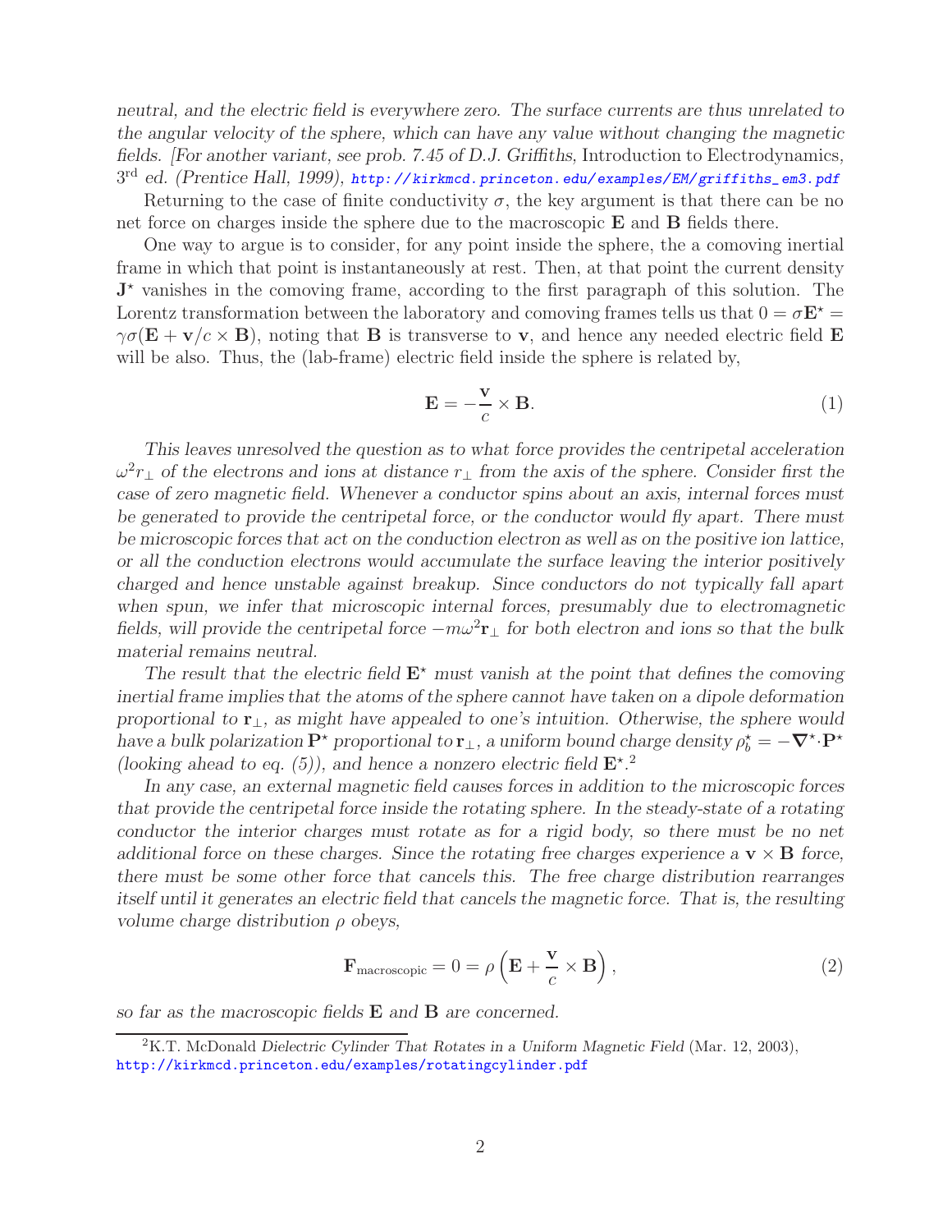*neutral, and the electric field is everywhere zero. The surface currents are thus unrelated to the angular velocity of the sphere, which can have any value without changing the magnetic fields. [For another variant, see prob. 7.45 of D.J. Griffiths,* Introduction to Electrodynamics, *3rd ed. (Prentice Hall, 1999),* http://kirkmcd.princeton.edu/examples/EM/griffiths_em3.pdf

Returning to the case of finite conductivity $\sigma$, the key argument is that there can be no net force on charges inside the sphere due to the macroscopic $\mathbf{E}$ and $\mathbf{B}$ fields there.

One way to argue is to consider, for any point inside the sphere, the a comoving inertial frame in which that point is instantaneously at rest. Then, at that point the current density $\mathbf{J}^\star$ vanishes in the comoving frame, according to the first paragraph of this solution. The Lorentz transformation between the laboratory and comoving frames tells us that $0 = \sigma \mathbf{E}^\star = \gamma\sigma(\mathbf{E} + \mathbf{v}/c \times \mathbf{B})$, noting that $\mathbf{B}$ is transverse to $\mathbf{v}$, and hence any needed electric field $\mathbf{E}$ will be also. Thus, the (lab-frame) electric field inside the sphere is related by,

$$\mathbf{E} = -\frac{\mathbf{v}}{c} \times \mathbf{B}. \tag{1}$$

*This leaves unresolved the question as to what force provides the centripetal acceleration $\omega^2 r_\perp$ of the electrons and ions at distance $r_\perp$ from the axis of the sphere. Consider first the case of zero magnetic field. Whenever a conductor spins about an axis, internal forces must be generated to provide the centripetal force, or the conductor would fly apart. There must be microscopic forces that act on the conduction electron as well as on the positive ion lattice, or all the conduction electrons would accumulate the surface leaving the interior positively charged and hence unstable against breakup. Since conductors do not typically fall apart when spun, we infer that microscopic internal forces, presumably due to electromagnetic fields, will provide the centripetal force $-m\omega^2 \mathbf{r}_\perp$ for both electron and ions so that the bulk material remains neutral.*

*The result that the electric field $\mathbf{E}^\star$ must vanish at the point that defines the comoving inertial frame implies that the atoms of the sphere cannot have taken on a dipole deformation proportional to $\mathbf{r}_\perp$, as might have appealed to one's intuition. Otherwise, the sphere would have a bulk polarization $\mathbf{P}^\star$ proportional to $\mathbf{r}_\perp$, a uniform bound charge density $\rho_b^\star = -\boldsymbol{\nabla}^\star \cdot \mathbf{P}^\star$ (looking ahead to eq. (5)), and hence a nonzero electric field $\mathbf{E}^\star$.*[2]

*In any case, an external magnetic field causes forces in addition to the microscopic forces that provide the centripetal force inside the rotating sphere. In the steady-state of a rotating conductor the interior charges must rotate as for a rigid body, so there must be no net additional force on these charges. Since the rotating free charges experience a $\mathbf{v} \times \mathbf{B}$ force, there must be some other force that cancels this. The free charge distribution rearranges itself until it generates an electric field that cancels the magnetic force. That is, the resulting volume charge distribution $\rho$ obeys,*

$$\mathbf{F}_{\text{macroscopic}} = 0 = \rho \left( \mathbf{E} + \frac{\mathbf{v}}{c} \times \mathbf{B} \right), \tag{2}$$

*so far as the macroscopic fields $\mathbf{E}$ and $\mathbf{B}$ are concerned.*

---

[2] K.T. McDonald *Dielectric Cylinder That Rotates in a Uniform Magnetic Field* (Mar. 12, 2003), http://kirkmcd.princeton.edu/examples/rotatingcylinder.pdf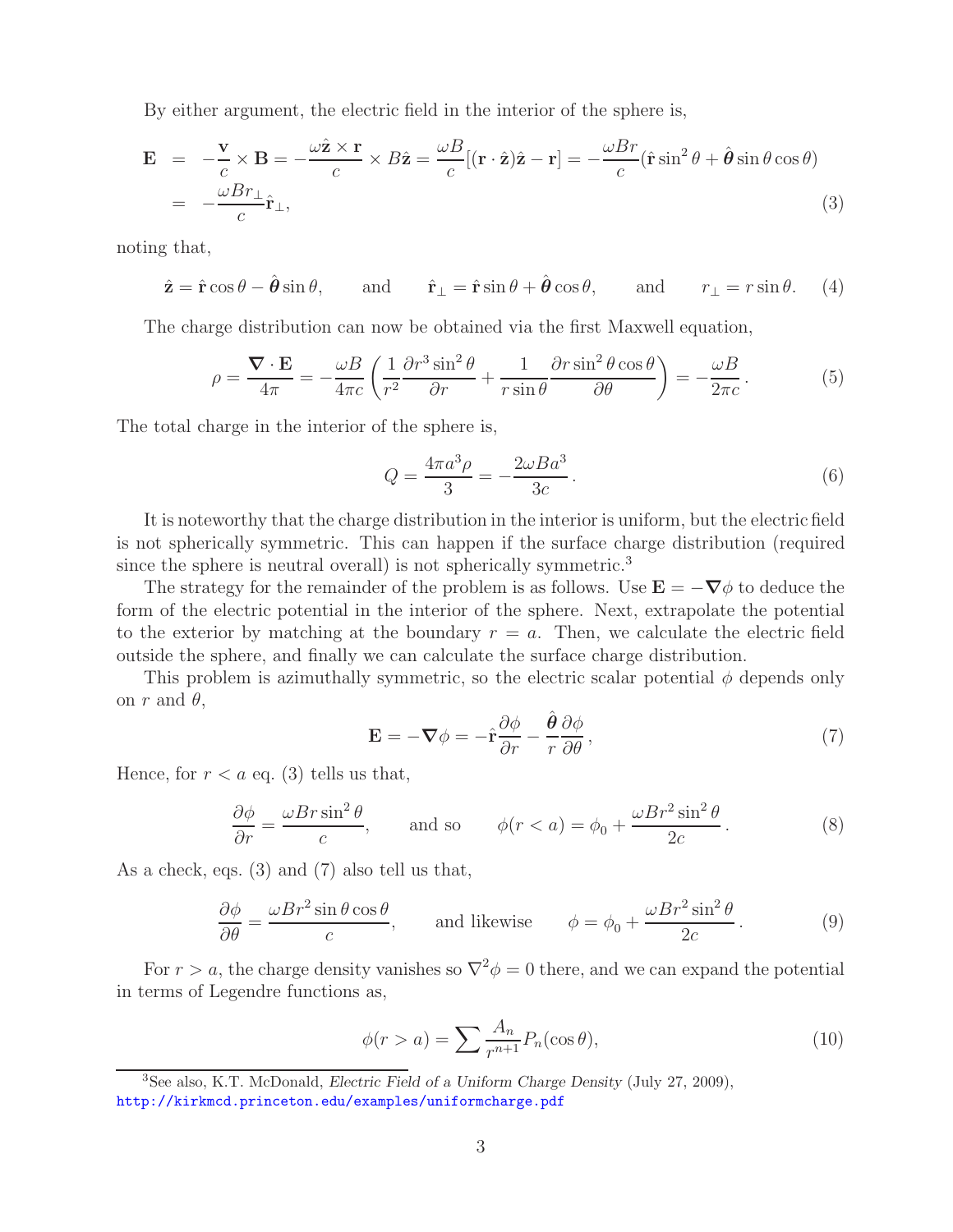By either argument, the electric field in the interior of the sphere is,

$$
\begin{aligned}
\mathbf{E} &= -\frac{\mathbf{v}}{c} \times \mathbf{B} = -\frac{\omega \hat{\mathbf{z}} \times \mathbf{r}}{c} \times B\hat{\mathbf{z}} = \frac{\omega B}{c}[(\mathbf{r}\cdot\hat{\mathbf{z}})\hat{\mathbf{z}} - \mathbf{r}] = -\frac{\omega B r}{c}(\hat{\mathbf{r}}\sin^2\theta + \hat{\boldsymbol{\theta}}\sin\theta\cos\theta) \\
&= -\frac{\omega B r_\perp}{c}\hat{\mathbf{r}}_\perp,
\end{aligned} \tag{3}
$$

noting that,

$$
\hat{\mathbf{z}} = \hat{\mathbf{r}}\cos\theta - \hat{\boldsymbol{\theta}}\sin\theta, \qquad \text{and} \qquad \hat{\mathbf{r}}_\perp = \hat{\mathbf{r}}\sin\theta + \hat{\boldsymbol{\theta}}\cos\theta, \qquad \text{and} \qquad r_\perp = r\sin\theta. \tag{4}
$$

The charge distribution can now be obtained via the first Maxwell equation,

$$
\rho = \frac{\boldsymbol{\nabla}\cdot\mathbf{E}}{4\pi} = -\frac{\omega B}{4\pi c}\left(\frac{1}{r^2}\frac{\partial r^3\sin^2\theta}{\partial r} + \frac{1}{r\sin\theta}\frac{\partial r\sin^2\theta\cos\theta}{\partial\theta}\right) = -\frac{\omega B}{2\pi c}\,. \tag{5}
$$

The total charge in the interior of the sphere is,

$$
Q = \frac{4\pi a^3\rho}{3} = -\frac{2\omega B a^3}{3c}\,. \tag{6}
$$

It is noteworthy that the charge distribution in the interior is uniform, but the electric field is not spherically symmetric. This can happen if the surface charge distribution (required since the sphere is neutral overall) is not spherically symmetric.[3]

The strategy for the remainder of the problem is as follows. Use $\mathbf{E} = -\boldsymbol{\nabla}\phi$ to deduce the form of the electric potential in the interior of the sphere. Next, extrapolate the potential to the exterior by matching at the boundary $r = a$. Then, we calculate the electric field outside the sphere, and finally we can calculate the surface charge distribution.

This problem is azimuthally symmetric, so the electric scalar potential $\phi$ depends only on $r$ and $\theta$,

$$
\mathbf{E} = -\boldsymbol{\nabla}\phi = -\hat{\mathbf{r}}\frac{\partial\phi}{\partial r} - \frac{\hat{\boldsymbol{\theta}}}{r}\frac{\partial\phi}{\partial\theta}\,, \tag{7}
$$

Hence, for $r < a$ eq. (3) tells us that,

$$
\frac{\partial\phi}{\partial r} = \frac{\omega B r\sin^2\theta}{c}, \qquad \text{and so} \qquad \phi(r < a) = \phi_0 + \frac{\omega B r^2\sin^2\theta}{2c}\,. \tag{8}
$$

As a check, eqs. (3) and (7) also tell us that,

$$
\frac{\partial\phi}{\partial\theta} = \frac{\omega B r^2\sin\theta\cos\theta}{c}, \qquad \text{and likewise} \qquad \phi = \phi_0 + \frac{\omega B r^2\sin^2\theta}{2c}\,. \tag{9}
$$

For $r > a$, the charge density vanishes so $\nabla^2\phi = 0$ there, and we can expand the potential in terms of Legendre functions as,

$$
\phi(r > a) = \sum\frac{A_n}{r^{n+1}}P_n(\cos\theta), \tag{10}
$$

[3] See also, K.T. McDonald, *Electric Field of a Uniform Charge Density* (July 27, 2009), http://kirkmcd.princeton.edu/examples/uniformcharge.pdf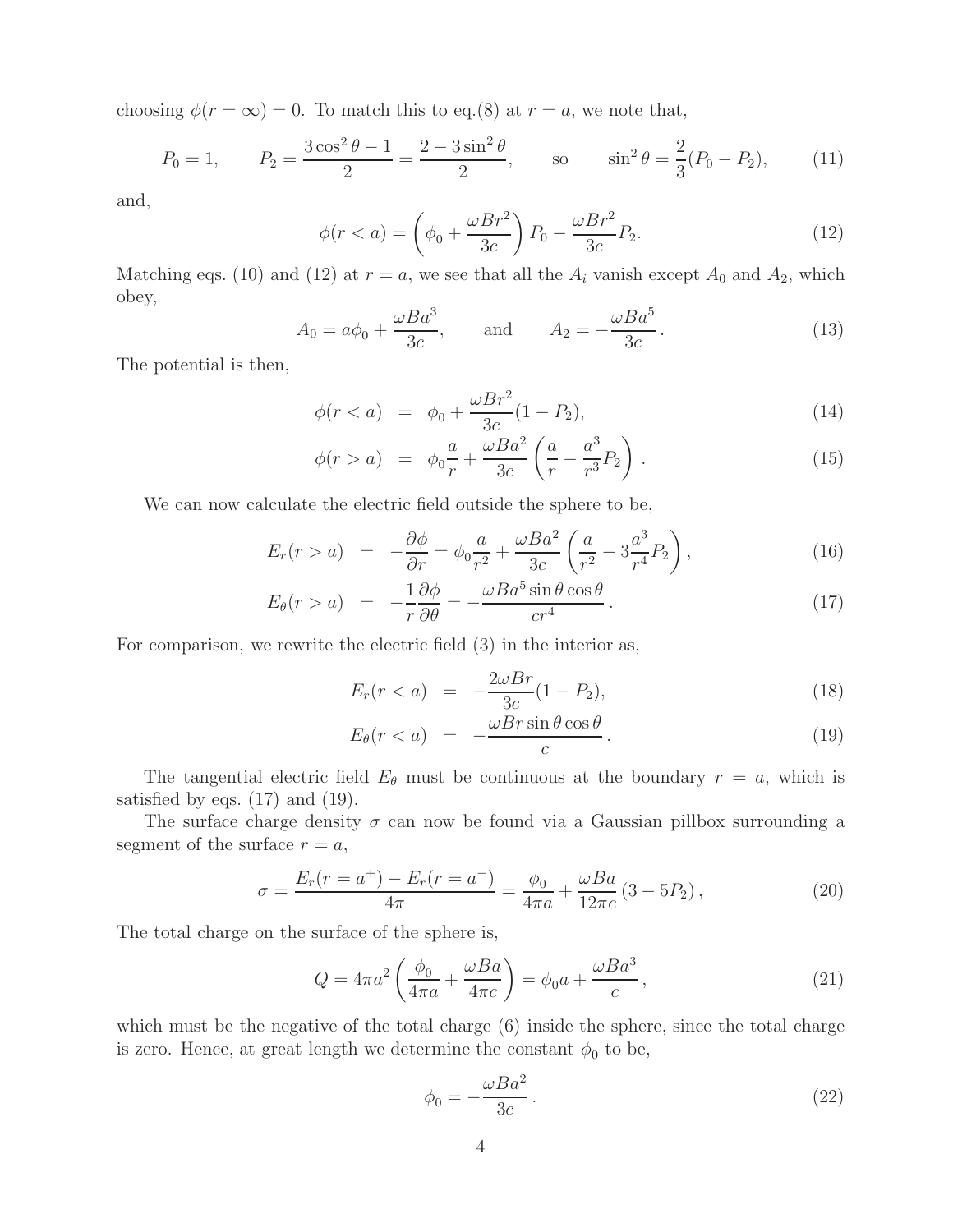choosing $\phi(r = \infty) = 0$. To match this to eq.(8) at $r = a$, we note that,

$$P_0 = 1, \qquad P_2 = \frac{3\cos^2\theta - 1}{2} = \frac{2 - 3\sin^2\theta}{2}, \qquad \text{so} \qquad \sin^2\theta = \frac{2}{3}(P_0 - P_2), \tag{11}$$

and,

$$\phi(r < a) = \left(\phi_0 + \frac{\omega B r^2}{3c}\right) P_0 - \frac{\omega B r^2}{3c} P_2. \tag{12}$$

Matching eqs. (10) and (12) at $r = a$, we see that all the $A_i$ vanish except $A_0$ and $A_2$, which obey,

$$A_0 = a\phi_0 + \frac{\omega B a^3}{3c}, \qquad \text{and} \qquad A_2 = -\frac{\omega B a^5}{3c}. \tag{13}$$

The potential is then,

$$\phi(r < a) = \phi_0 + \frac{\omega B r^2}{3c}(1 - P_2), \tag{14}$$

$$\phi(r > a) = \phi_0 \frac{a}{r} + \frac{\omega B a^2}{3c}\left(\frac{a}{r} - \frac{a^3}{r^3} P_2\right). \tag{15}$$

We can now calculate the electric field outside the sphere to be,

$$E_r(r > a) = -\frac{\partial \phi}{\partial r} = \phi_0 \frac{a}{r^2} + \frac{\omega B a^2}{3c}\left(\frac{a}{r^2} - 3\frac{a^3}{r^4} P_2\right), \tag{16}$$

$$E_\theta(r > a) = -\frac{1}{r}\frac{\partial \phi}{\partial \theta} = -\frac{\omega B a^5 \sin\theta\cos\theta}{c r^4}. \tag{17}$$

For comparison, we rewrite the electric field (3) in the interior as,

$$E_r(r < a) = -\frac{2\omega B r}{3c}(1 - P_2), \tag{18}$$

$$E_\theta(r < a) = -\frac{\omega B r \sin\theta\cos\theta}{c}. \tag{19}$$

The tangential electric field $E_\theta$ must be continuous at the boundary $r = a$, which is satisfied by eqs. (17) and (19).

The surface charge density $\sigma$ can now be found via a Gaussian pillbox surrounding a segment of the surface $r = a$,

$$\sigma = \frac{E_r(r = a^+) - E_r(r = a^-)}{4\pi} = \frac{\phi_0}{4\pi a} + \frac{\omega B a}{12\pi c}(3 - 5P_2), \tag{20}$$

The total charge on the surface of the sphere is,

$$Q = 4\pi a^2 \left(\frac{\phi_0}{4\pi a} + \frac{\omega B a}{4\pi c}\right) = \phi_0 a + \frac{\omega B a^3}{c}, \tag{21}$$

which must be the negative of the total charge (6) inside the sphere, since the total charge is zero. Hence, at great length we determine the constant $\phi_0$ to be,

$$\phi_0 = -\frac{\omega B a^2}{3c}. \tag{22}$$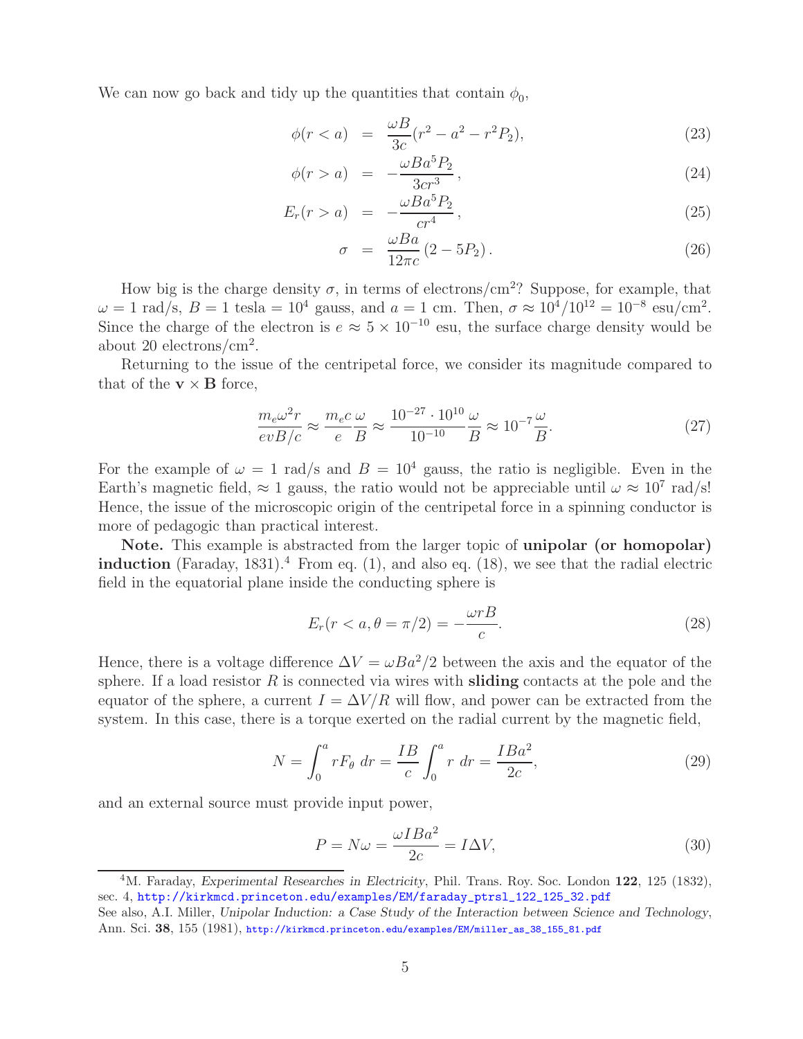We can now go back and tidy up the quantities that contain $\phi_0$,

$$\phi(r < a) = \frac{\omega B}{3c}(r^2 - a^2 - r^2 P_2), \tag{23}$$

$$\phi(r > a) = -\frac{\omega B a^5 P_2}{3cr^3}, \tag{24}$$

$$E_r(r > a) = -\frac{\omega B a^5 P_2}{cr^4}, \tag{25}$$

$$\sigma = \frac{\omega B a}{12\pi c}(2 - 5P_2). \tag{26}$$

How big is the charge density $\sigma$, in terms of electrons/cm$^2$? Suppose, for example, that $\omega = 1$ rad/s, $B = 1$ tesla $= 10^4$ gauss, and $a = 1$ cm. Then, $\sigma \approx 10^4/10^{12} = 10^{-8}$ esu/cm$^2$. Since the charge of the electron is $e \approx 5 \times 10^{-10}$ esu, the surface charge density would be about 20 electrons/cm$^2$.

Returning to the issue of the centripetal force, we consider its magnitude compared to that of the $\mathbf{v} \times \mathbf{B}$ force,

$$\frac{m_e \omega^2 r}{evB/c} \approx \frac{m_e c}{e} \frac{\omega}{B} \approx \frac{10^{-27} \cdot 10^{10}}{10^{-10}} \frac{\omega}{B} \approx 10^{-7} \frac{\omega}{B}. \tag{27}$$

For the example of $\omega = 1$ rad/s and $B = 10^4$ gauss, the ratio is negligible. Even in the Earth's magnetic field, $\approx 1$ gauss, the ratio would not be appreciable until $\omega \approx 10^7$ rad/s! Hence, the issue of the microscopic origin of the centripetal force in a spinning conductor is more of pedagogic than practical interest.

**Note.** This example is abstracted from the larger topic of **unipolar (or homopolar) induction** (Faraday, 1831).[4] From eq. (1), and also eq. (18), we see that the radial electric field in the equatorial plane inside the conducting sphere is

$$E_r(r < a, \theta = \pi/2) = -\frac{\omega r B}{c}. \tag{28}$$

Hence, there is a voltage difference $\Delta V = \omega B a^2/2$ between the axis and the equator of the sphere. If a load resistor $R$ is connected via wires with **sliding** contacts at the pole and the equator of the sphere, a current $I = \Delta V/R$ will flow, and power can be extracted from the system. In this case, there is a torque exerted on the radial current by the magnetic field,

$$N = \int_0^a r F_\theta \, dr = \frac{IB}{c} \int_0^a r \, dr = \frac{IBa^2}{2c}, \tag{29}$$

and an external source must provide input power,

$$P = N\omega = \frac{\omega I B a^2}{2c} = I \Delta V, \tag{30}$$

[4] M. Faraday, *Experimental Researches in Electricity*, Phil. Trans. Roy. Soc. London **122**, 125 (1832), sec. 4, http://kirkmcd.princeton.edu/examples/EM/faraday_ptrsl_122_125_32.pdf
See also, A.I. Miller, *Unipolar Induction: a Case Study of the Interaction between Science and Technology*, Ann. Sci. **38**, 155 (1981), http://kirkmcd.princeton.edu/examples/EM/miller_as_38_155_81.pdf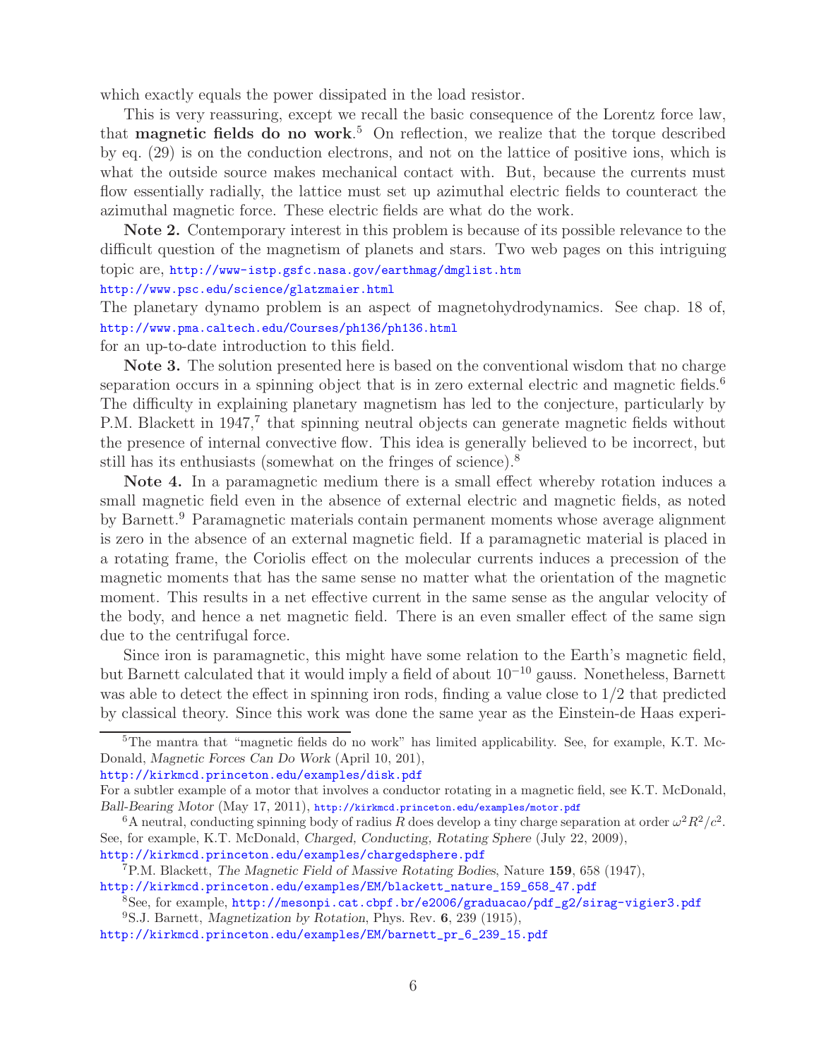which exactly equals the power dissipated in the load resistor.

This is very reassuring, except we recall the basic consequence of the Lorentz force law, that **magnetic fields do no work**.[5] On reflection, we realize that the torque described by eq. (29) is on the conduction electrons, and not on the lattice of positive ions, which is what the outside source makes mechanical contact with. But, because the currents must flow essentially radially, the lattice must set up azimuthal electric fields to counteract the azimuthal magnetic force. These electric fields are what do the work.

**Note 2.** Contemporary interest in this problem is because of its possible relevance to the difficult question of the magnetism of planets and stars. Two web pages on this intriguing topic are, http://www-istp.gsfc.nasa.gov/earthmag/dmglist.htm
http://www.psc.edu/science/glatzmaier.html
The planetary dynamo problem is an aspect of magnetohydrodynamics. See chap. 18 of, http://www.pma.caltech.edu/Courses/ph136/ph136.html
for an up-to-date introduction to this field.

**Note 3.** The solution presented here is based on the conventional wisdom that no charge separation occurs in a spinning object that is in zero external electric and magnetic fields.[6] The difficulty in explaining planetary magnetism has led to the conjecture, particularly by P.M. Blackett in 1947,[7] that spinning neutral objects can generate magnetic fields without the presence of internal convective flow. This idea is generally believed to be incorrect, but still has its enthusiasts (somewhat on the fringes of science).[8]

**Note 4.** In a paramagnetic medium there is a small effect whereby rotation induces a small magnetic field even in the absence of external electric and magnetic fields, as noted by Barnett.[9] Paramagnetic materials contain permanent moments whose average alignment is zero in the absence of an external magnetic field. If a paramagnetic material is placed in a rotating frame, the Coriolis effect on the molecular currents induces a precession of the magnetic moments that has the same sense no matter what the orientation of the magnetic moment. This results in a net effective current in the same sense as the angular velocity of the body, and hence a net magnetic field. There is an even smaller effect of the same sign due to the centrifugal force.

Since iron is paramagnetic, this might have some relation to the Earth's magnetic field, but Barnett calculated that it would imply a field of about $10^{-10}$ gauss. Nonetheless, Barnett was able to detect the effect in spinning iron rods, finding a value close to 1/2 that predicted by classical theory. Since this work was done the same year as the Einstein-de Haas experi-

---

[5] The mantra that "magnetic fields do no work" has limited applicability. See, for example, K.T. McDonald, *Magnetic Forces Can Do Work* (April 10, 201),
http://kirkmcd.princeton.edu/examples/disk.pdf
For a subtler example of a motor that involves a conductor rotating in a magnetic field, see K.T. McDonald, *Ball-Bearing Motor* (May 17, 2011), http://kirkmcd.princeton.edu/examples/motor.pdf

[6] A neutral, conducting spinning body of radius $R$ does develop a tiny charge separation at order $\omega^2 R^2/c^2$. See, for example, K.T. McDonald, *Charged, Conducting, Rotating Sphere* (July 22, 2009),
http://kirkmcd.princeton.edu/examples/chargedsphere.pdf

[7] P.M. Blackett, *The Magnetic Field of Massive Rotating Bodies*, Nature **159**, 658 (1947),
http://kirkmcd.princeton.edu/examples/EM/blackett_nature_159_658_47.pdf

[8] See, for example, http://mesonpi.cat.cbpf.br/e2006/graduacao/pdf_g2/sirag-vigier3.pdf

[9] S.J. Barnett, *Magnetization by Rotation*, Phys. Rev. **6**, 239 (1915),
http://kirkmcd.princeton.edu/examples/EM/barnett_pr_6_239_15.pdf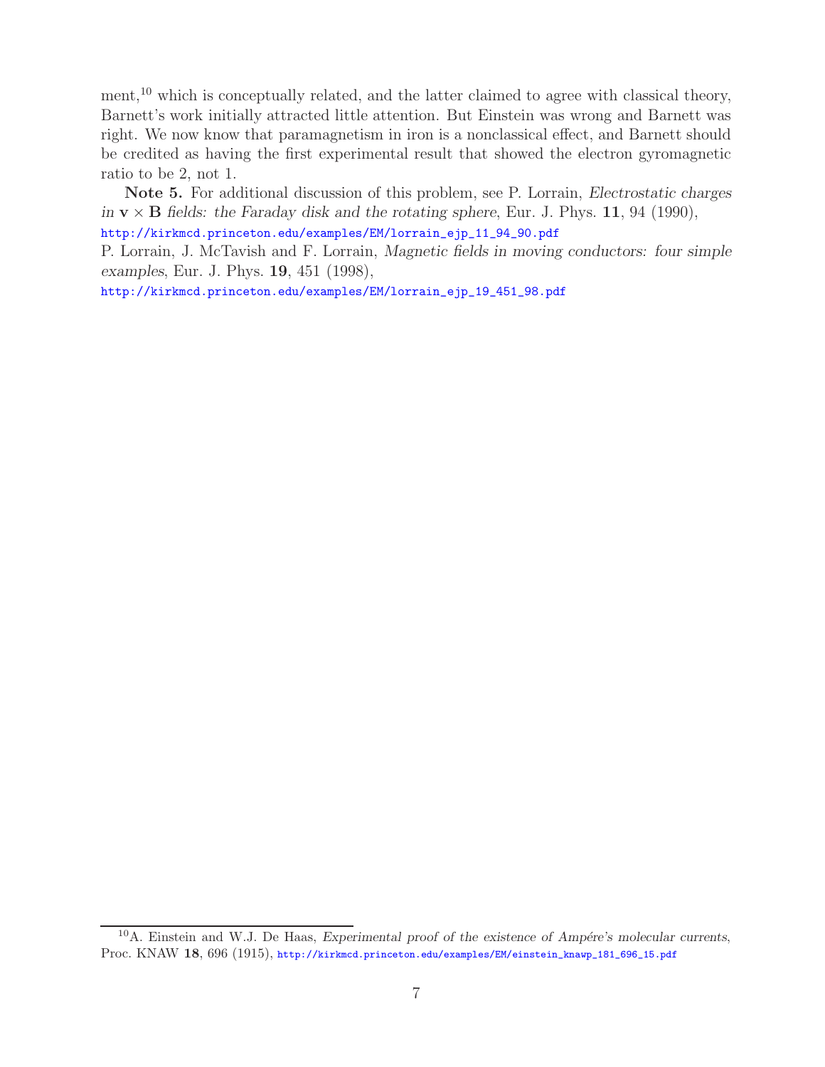ment,[10] which is conceptually related, and the latter claimed to agree with classical theory, Barnett's work initially attracted little attention. But Einstein was wrong and Barnett was right. We now know that paramagnetism in iron is a nonclassical effect, and Barnett should be credited as having the first experimental result that showed the electron gyromagnetic ratio to be 2, not 1.

**Note 5.** For additional discussion of this problem, see P. Lorrain, *Electrostatic charges in* $\mathbf{v} \times \mathbf{B}$ *fields: the Faraday disk and the rotating sphere*, Eur. J. Phys. **11**, 94 (1990), http://kirkmcd.princeton.edu/examples/EM/lorrain_ejp_11_94_90.pdf
P. Lorrain, J. McTavish and F. Lorrain, *Magnetic fields in moving conductors: four simple examples*, Eur. J. Phys. **19**, 451 (1998), http://kirkmcd.princeton.edu/examples/EM/lorrain_ejp_19_451_98.pdf

---

[10] A. Einstein and W.J. De Haas, *Experimental proof of the existence of Ampére's molecular currents*, Proc. KNAW **18**, 696 (1915), http://kirkmcd.princeton.edu/examples/EM/einstein_knawp_181_696_15.pdf